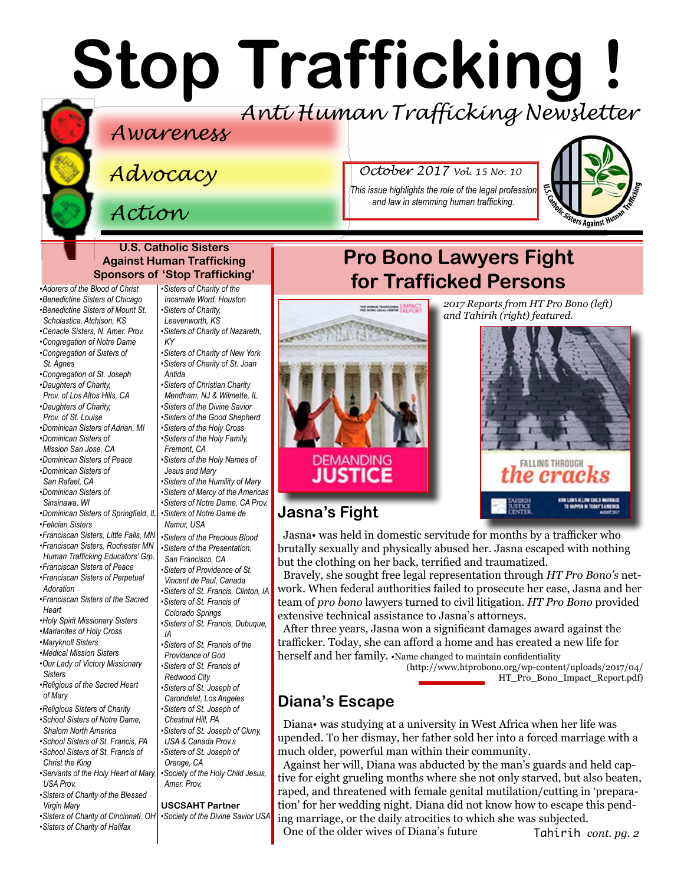# Stop Trafficking !

*Anti Human Trafficking Newsletter*

*Awareness*

*Advocacy*

*Action*

*October 2017 Vol. 15 No. 10*

*This issue highlights the role of the legal profession and law in stemming human trafficking.*

### U.S. Catholic Sisters Against Human Trafficking Sponsors of 'Stop Trafficking'

- *Adorers of the Blood of Christ*
- *Benedictine Sisters of Chicago*
- *Benedictine Sisters of Mount St. Scholastica, Atchison, KS*
- *Cenacle Sisters, N. Amer. Prov.*
- *Congregation of Notre Dame*
- *Congregation of Sisters of St. Agnes*
- *Congregation of St. Joseph*
- *Daughters of Charity, Prov. of Los Altos Hills, CA*
- *Daughters of Charity, Prov. of St. Louise*
- *Dominican Sisters of Adrian, MI*
- *Dominican Sisters of Mission San Jose, CA*
- *Dominican Sisters of Peace*
- *Dominican Sisters of San Rafael, CA*
- *Dominican Sisters of Sinsinawa, WI*
- *Dominican Sisters of Springfield, IL*
- *Felician Sisters*
- *Franciscan Sisters, Little Falls, MN*
- *Franciscan Sisters, Rochester MN Human Trafficking Educators' Grp.*
- *Franciscan Sisters of Peace*
- *Franciscan Sisters of Perpetual Adoration*
- *Franciscan Sisters of the Sacred Heart*
- *Holy Spirit Missionary Sisters*
- *Marianites of Holy Cross*
- *Maryknoll Sisters*
- *Medical Mission Sisters*
- *Our Lady of Victory Missionary Sisters*
- *Religious of the Sacred Heart of Mary*
- *Religious Sisters of Charity*
- *School Sisters of Notre Dame, Shalom North America*
- *School Sisters of St. Francis, PA*
- *School Sisters of St. Francis of Christ the King*
- *Servants of the Holy Heart of Mary, USA Prov.*
- *Sisters of Charity of the Blessed Virgin Mary*
- *Sisters of Charity of Cincinnati, OH*
- *Sisters of Charity of Halifax*
- *Sisters of Charity of the Incarnate Word, Houston*
- *Sisters of Charity, Leavenworth, KS*
- *Sisters of Charity of Nazareth, KY*
- *Sisters of Charity of New York*
- *Sisters of Charity of St. Joan Antida*
- *Sisters of Christian Charity Mendham, NJ & Wilmette, IL*
- *Sisters of the Divine Savior*
- *Sisters of the Good Shepherd*
- *Sisters of the Holy Cross*
- *Sisters of the Holy Family, Fremont, CA*
- *Sisters of the Holy Names of Jesus and Mary*
- *Sisters of the Humility of Mary*
- *Sisters of Mercy of the Americas*
- *Sisters of Notre Dame, CA Prov.*
- *Sisters of Notre Dame de Namur, USA*
- *Sisters of the Precious Blood*
- *Sisters of the Presentation, San Francisco, CA*
- *Sisters of Providence of St. Vincent de Paul, Canada*
- *Sisters of St. Francis, Clinton, IA*
- *Sisters of St. Francis of Colorado Springs*
- *Sisters of St. Francis, Dubuque, IA*
- *Sisters of St. Francis of the Providence of God*
- *Sisters of St. Francis of Redwood City*
- *Sisters of St. Joseph of Carondelet, Los Angeles*
- *Sisters of St. Joseph of Chestnut Hill, PA*
- *Sisters of St. Joseph of Cluny, USA & Canada Prov.s*
- *Sisters of St. Joseph of Orange, CA*
- *Society of the Holy Child Jesus, Amer. Prov.*

**USCSAHT Partner**

- *Society of the Divine Savior USA*

## Pro Bono Lawyers Fight for Trafficked Persons

*2017 Reports from HT Pro Bono (left) and Tahirih (right) featured.*

### Jasna's Fight

Jasna• was held in domestic servitude for months by a trafficker who brutally sexually and physically abused her. Jasna escaped with nothing but the clothing on her back, terrified and traumatized.

Bravely, she sought free legal representation through *HT Pro Bono's* network. When federal authorities failed to prosecute her case, Jasna and her team of *pro bono* lawyers turned to civil litigation. *HT Pro Bono* provided extensive technical assistance to Jasna's attorneys.

After three years, Jasna won a significant damages award against the trafficker. Today, she can afford a home and has created a new life for herself and her family. •Name changed to maintain confidentiality

(http://www.htprobono.org/wp-content/uploads/2017/04/HT_Pro_Bono_Impact_Report.pdf)

### Diana's Escape

Diana• was studying at a university in West Africa when her life was upended. To her dismay, her father sold her into a forced marriage with a much older, powerful man within their community.

Against her will, Diana was abducted by the man's guards and held captive for eight grueling months where she not only starved, but also beaten, raped, and threatened with female genital mutilation/cutting in 'preparation' for her wedding night. Diana did not know how to escape this pending marriage, or the daily atrocities to which she was subjected.

One of the older wives of Diana's future

Tahirih *cont. pg. 2*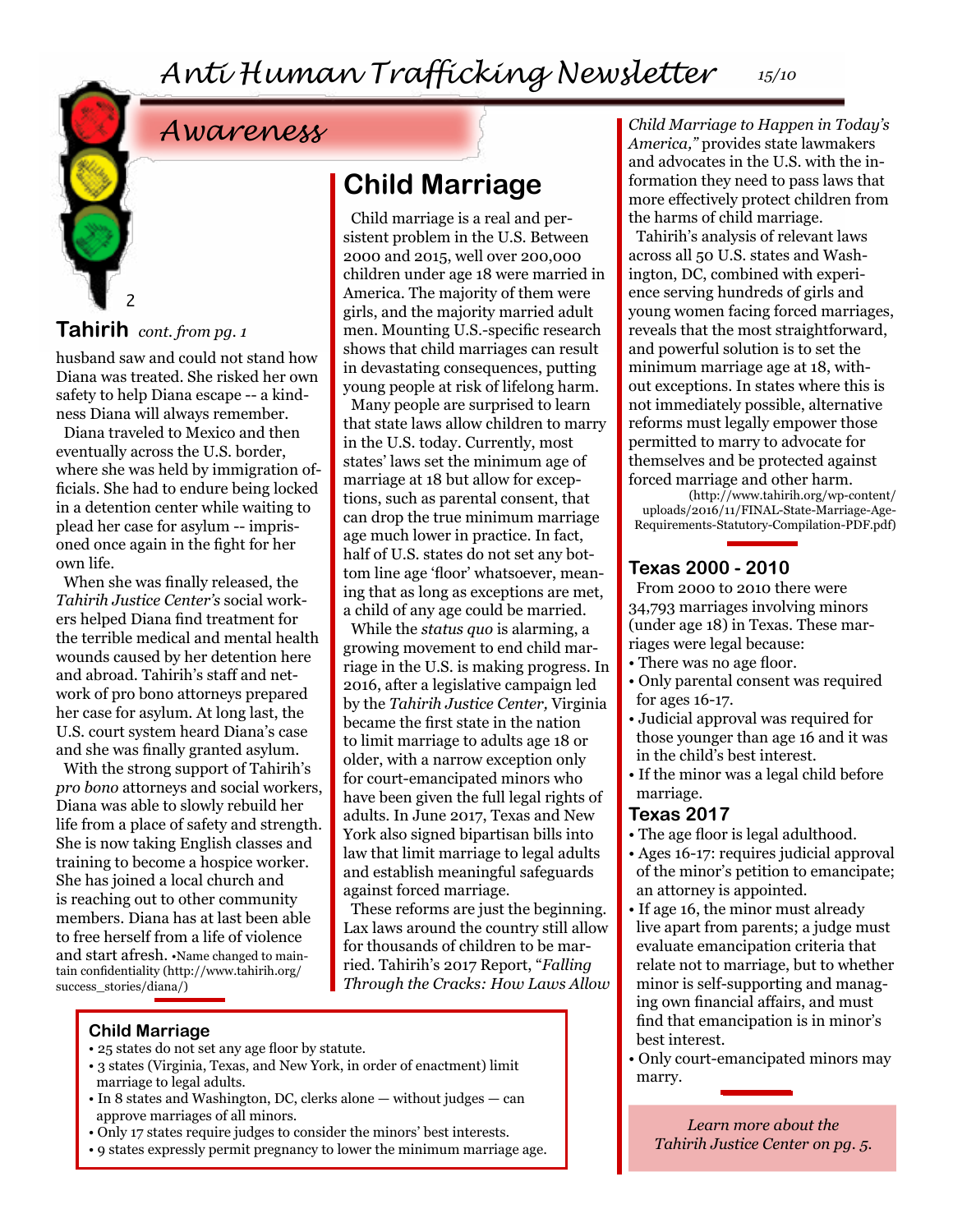## Awareness

### Tahirih *cont. from pg. 1*

husband saw and could not stand how Diana was treated. She risked her own safety to help Diana escape -- a kindness Diana will always remember.

Diana traveled to Mexico and then eventually across the U.S. border, where she was held by immigration officials. She had to endure being locked in a detention center while waiting to plead her case for asylum -- imprisoned once again in the fight for her own life.

When she was finally released, the *Tahirih Justice Center's* social workers helped Diana find treatment for the terrible medical and mental health wounds caused by her detention here and abroad. Tahirih's staff and network of pro bono attorneys prepared her case for asylum. At long last, the U.S. court system heard Diana's case and she was finally granted asylum.

With the strong support of Tahirih's *pro bono* attorneys and social workers, Diana was able to slowly rebuild her life from a place of safety and strength. She is now taking English classes and training to become a hospice worker. She has joined a local church and is reaching out to other community members. Diana has at last been able to free herself from a life of violence and start afresh. •Name changed to maintain confidentiality (http://www.tahirih.org/success_stories/diana/)

## Child Marriage

Child marriage is a real and persistent problem in the U.S. Between 2000 and 2015, well over 200,000 children under age 18 were married in America. The majority of them were girls, and the majority married adult men. Mounting U.S.-specific research shows that child marriages can result in devastating consequences, putting young people at risk of lifelong harm.

Many people are surprised to learn that state laws allow children to marry in the U.S. today. Currently, most states' laws set the minimum age of marriage at 18 but allow for exceptions, such as parental consent, that can drop the true minimum marriage age much lower in practice. In fact, half of U.S. states do not set any bottom line age 'floor' whatsoever, meaning that as long as exceptions are met, a child of any age could be married.

While the *status quo* is alarming, a growing movement to end child marriage in the U.S. is making progress. In 2016, after a legislative campaign led by the *Tahirih Justice Center,* Virginia became the first state in the nation to limit marriage to adults age 18 or older, with a narrow exception only for court-emancipated minors who have been given the full legal rights of adults. In June 2017, Texas and New York also signed bipartisan bills into law that limit marriage to legal adults and establish meaningful safeguards against forced marriage.

These reforms are just the beginning. Lax laws around the country still allow for thousands of children to be married. Tahirih's 2017 Report, *"Falling Through the Cracks: How Laws Allow Child Marriage to Happen in Today's America,"* provides state lawmakers and advocates in the U.S. with the information they need to pass laws that more effectively protect children from the harms of child marriage.

Tahirih's analysis of relevant laws across all 50 U.S. states and Washington, DC, combined with experience serving hundreds of girls and young women facing forced marriages, reveals that the most straightforward, and powerful solution is to set the minimum marriage age at 18, without exceptions. In states where this is not immediately possible, alternative reforms must legally empower those permitted to marry to advocate for themselves and be protected against forced marriage and other harm.

(http://www.tahirih.org/wp-content/uploads/2016/11/FINAL-State-Marriage-Age-Requirements-Statutory-Compilation-PDF.pdf)

### Child Marriage

- 25 states do not set any age floor by statute.
- 3 states (Virginia, Texas, and New York, in order of enactment) limit marriage to legal adults.
- In 8 states and Washington, DC, clerks alone — without judges — can approve marriages of all minors.
- Only 17 states require judges to consider the minors' best interests.
- 9 states expressly permit pregnancy to lower the minimum marriage age.

### Texas 2000 - 2010

From 2000 to 2010 there were 34,793 marriages involving minors (under age 18) in Texas. These marriages were legal because:

- There was no age floor.
- Only parental consent was required for ages 16-17.
- Judicial approval was required for those younger than age 16 and it was in the child's best interest.
- If the minor was a legal child before marriage.

### Texas 2017

- The age floor is legal adulthood.
- Ages 16-17: requires judicial approval of the minor's petition to emancipate; an attorney is appointed.
- If age 16, the minor must already live apart from parents; a judge must evaluate emancipation criteria that relate not to marriage, but to whether minor is self-supporting and managing own financial affairs, and must find that emancipation is in minor's best interest.
- Only court-emancipated minors may marry.

*Learn more about the Tahirih Justice Center on pg. 5.*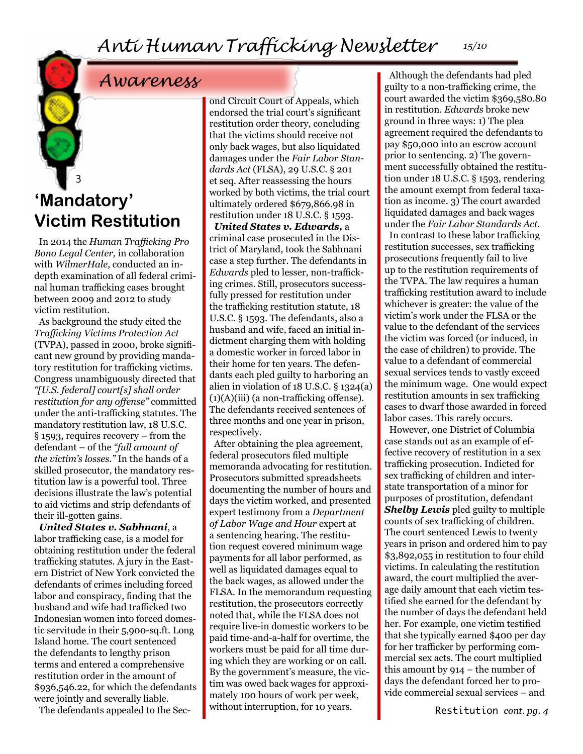## Awareness

# 'Mandatory' Victim Restitution

In 2014 the *Human Trafficking Pro Bono Legal Center,* in collaboration with *WilmerHale,* conducted an in-depth examination of all federal criminal human trafficking cases brought between 2009 and 2012 to study victim restitution.

As background the study cited the *Trafficking Victims Protection Act* (TVPA), passed in 2000, broke significant new ground by providing mandatory restitution for trafficking victims. Congress unambiguously directed that *"[U.S. federal] court[s] shall order restitution for any offense"* committed under the anti-trafficking statutes. The mandatory restitution law, 18 U.S.C. § 1593, requires recovery – from the defendant – of the *"full amount of the victim's losses."* In the hands of a skilled prosecutor, the mandatory restitution law is a powerful tool. Three decisions illustrate the law's potential to aid victims and strip defendants of their ill-gotten gains.

***United States v. Sabhnani***, a labor trafficking case, is a model for obtaining restitution under the federal trafficking statutes. A jury in the Eastern District of New York convicted the defendants of crimes including forced labor and conspiracy, finding that the husband and wife had trafficked two Indonesian women into forced domestic servitude in their 5,900-sq.ft. Long Island home. The court sentenced the defendants to lengthy prison terms and entered a comprehensive restitution order in the amount of $936,546.22, for which the defendants were jointly and severally liable.

The defendants appealed to the Second Circuit Court of Appeals, which endorsed the trial court's significant restitution order theory, concluding that the victims should receive not only back wages, but also liquidated damages under the *Fair Labor Standards Act* (FLSA), 29 U.S.C. § 201 et seq. After reassessing the hours worked by both victims, the trial court ultimately ordered $679,866.98 in restitution under 18 U.S.C. § 1593.

***United States v. Edwards,*** a criminal case prosecuted in the District of Maryland, took the Sabhnani case a step further. The defendants in *Edwards* pled to lesser, non-trafficking crimes. Still, prosecutors successfully pressed for restitution under the trafficking restitution statute, 18 U.S.C. § 1593. The defendants, also a husband and wife, faced an initial indictment charging them with holding a domestic worker in forced labor in their home for ten years. The defendants each pled guilty to harboring an alien in violation of 18 U.S.C. § 1324(a)(1)(A)(iii) (a non-trafficking offense). The defendants received sentences of three months and one year in prison, respectively.

After obtaining the plea agreement, federal prosecutors filed multiple memoranda advocating for restitution. Prosecutors submitted spreadsheets documenting the number of hours and days the victim worked, and presented expert testimony from a *Department of Labor Wage and Hour* expert at a sentencing hearing. The restitution request covered minimum wage payments for all labor performed, as well as liquidated damages equal to the back wages, as allowed under the FLSA. In the memorandum requesting restitution, the prosecutors correctly noted that, while the FLSA does not require live-in domestic workers to be paid time-and-a-half for overtime, the workers must be paid for all time during which they are working or on call. By the government's measure, the victim was owed back wages for approximately 100 hours of work per week, without interruption, for 10 years.

Although the defendants had pled guilty to a non-trafficking crime, the court awarded the victim $369,580.80 in restitution. *Edwards* broke new ground in three ways: 1) The plea agreement required the defendants to pay $50,000 into an escrow account prior to sentencing. 2) The government successfully obtained the restitution under 18 U.S.C. § 1593, rendering the amount exempt from federal taxation as income. 3) The court awarded liquidated damages and back wages under the *Fair Labor Standards Act*.

In contrast to these labor trafficking restitution successes, sex trafficking prosecutions frequently fail to live up to the restitution requirements of the TVPA. The law requires a human trafficking restitution award to include whichever is greater: the value of the victim's work under the FLSA or the value to the defendant of the services the victim was forced (or induced, in the case of children) to provide. The value to a defendant of commercial sexual services tends to vastly exceed the minimum wage. One would expect restitution amounts in sex trafficking cases to dwarf those awarded in forced labor cases. This rarely occurs.

However, one District of Columbia case stands out as an example of effective recovery of restitution in a sex trafficking prosecution. Indicted for sex trafficking of children and interstate transportation of a minor for purposes of prostitution, defendant ***Shelby Lewis*** pled guilty to multiple counts of sex trafficking of children. The court sentenced Lewis to twenty years in prison and ordered him to pay $3,892,055 in restitution to four child victims. In calculating the restitution award, the court multiplied the average daily amount that each victim testified she earned for the defendant by the number of days the defendant held her. For example, one victim testified that she typically earned $400 per day for her trafficker by performing commercial sex acts. The court multiplied this amount by 914 – the number of days the defendant forced her to provide commercial sexual services – and

Restitution *cont. pg. 4*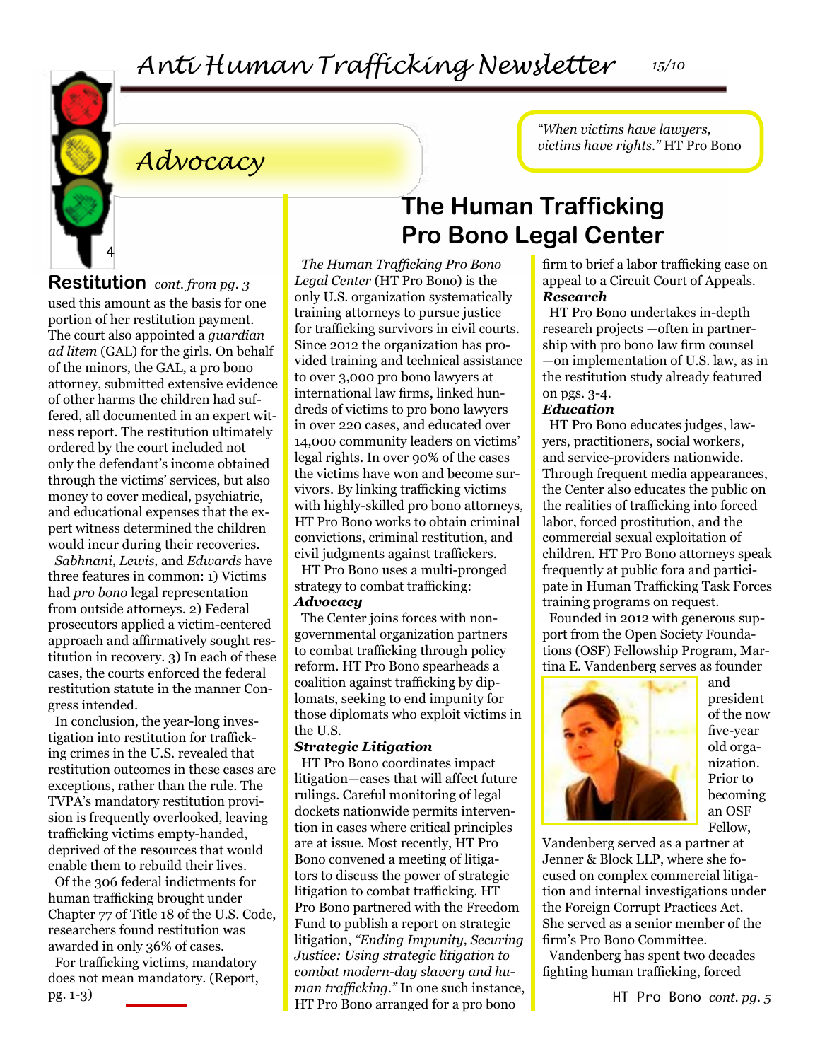# Advocacy

> *"When victims have lawyers, victims have rights."* HT Pro Bono

## Restitution *cont. from pg. 3*

used this amount as the basis for one portion of her restitution payment. The court also appointed a *guardian ad litem* (GAL) for the girls. On behalf of the minors, the GAL, a pro bono attorney, submitted extensive evidence of other harms the children had suffered, all documented in an expert witness report. The restitution ultimately ordered by the court included not only the defendant's income obtained through the victims' services, but also money to cover medical, psychiatric, and educational expenses that the expert witness determined the children would incur during their recoveries.

*Sabhnani, Lewis,* and *Edwards* have three features in common: 1) Victims had *pro bono* legal representation from outside attorneys. 2) Federal prosecutors applied a victim-centered approach and affirmatively sought restitution in recovery. 3) In each of these cases, the courts enforced the federal restitution statute in the manner Congress intended.

In conclusion, the year-long investigation into restitution for trafficking crimes in the U.S. revealed that restitution outcomes in these cases are exceptions, rather than the rule. The TVPA's mandatory restitution provision is frequently overlooked, leaving trafficking victims empty-handed, deprived of the resources that would enable them to rebuild their lives.

Of the 306 federal indictments for human trafficking brought under Chapter 77 of Title 18 of the U.S. Code, researchers found restitution was awarded in only 36% of cases.

For trafficking victims, mandatory does not mean mandatory. (Report, pg. 1-3)

## The Human Trafficking Pro Bono Legal Center

*The Human Trafficking Pro Bono Legal Center* (HT Pro Bono) is the only U.S. organization systematically training attorneys to pursue justice for trafficking survivors in civil courts. Since 2012 the organization has provided training and technical assistance to over 3,000 pro bono lawyers at international law firms, linked hundreds of victims to pro bono lawyers in over 220 cases, and educated over 14,000 community leaders on victims' legal rights. In over 90% of the cases the victims have won and become survivors. By linking trafficking victims with highly-skilled pro bono attorneys, HT Pro Bono works to obtain criminal convictions, criminal restitution, and civil judgments against traffickers.

HT Pro Bono uses a multi-pronged strategy to combat trafficking:

***Advocacy***

The Center joins forces with non-governmental organization partners to combat trafficking through policy reform. HT Pro Bono spearheads a coalition against trafficking by diplomats, seeking to end impunity for those diplomats who exploit victims in the U.S.

***Strategic Litigation***

HT Pro Bono coordinates impact litigation—cases that will affect future rulings. Careful monitoring of legal dockets nationwide permits intervention in cases where critical principles are at issue. Most recently, HT Pro Bono convened a meeting of litigators to discuss the power of strategic litigation to combat trafficking. HT Pro Bono partnered with the Freedom Fund to publish a report on strategic litigation, *"Ending Impunity, Securing Justice: Using strategic litigation to combat modern-day slavery and human trafficking."* In one such instance, HT Pro Bono arranged for a pro bono firm to brief a labor trafficking case on appeal to a Circuit Court of Appeals.

***Research***

HT Pro Bono undertakes in-depth research projects —often in partnership with pro bono law firm counsel —on implementation of U.S. law, as in the restitution study already featured on pgs. 3-4.

***Education***

HT Pro Bono educates judges, lawyers, practitioners, social workers, and service-providers nationwide. Through frequent media appearances, the Center also educates the public on the realities of trafficking into forced labor, forced prostitution, and the commercial sexual exploitation of children. HT Pro Bono attorneys speak frequently at public fora and participate in Human Trafficking Task Forces training programs on request.

Founded in 2012 with generous support from the Open Society Foundations (OSF) Fellowship Program, Martina E. Vandenberg serves as founder and president of the now five-year old organization. Prior to becoming an OSF Fellow, Vandenberg served as a partner at Jenner & Block LLP, where she focused on complex commercial litigation and internal investigations under the Foreign Corrupt Practices Act. She served as a senior member of the firm's Pro Bono Committee.

Vandenberg has spent two decades fighting human trafficking, forced

HT Pro Bono *cont. pg. 5*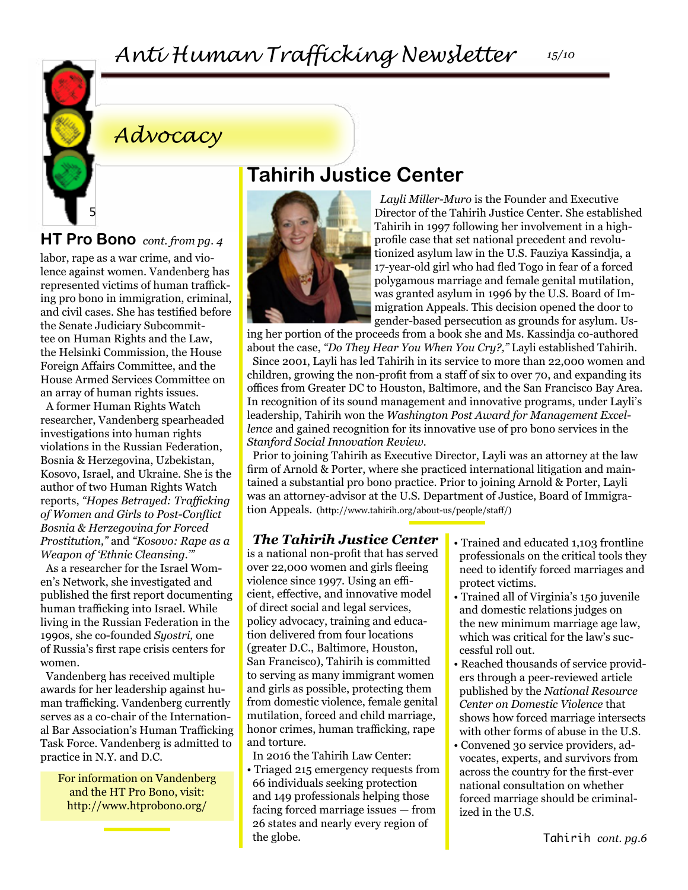# Advocacy

## HT Pro Bono *cont. from pg. 4*

labor, rape as a war crime, and violence against women. Vandenberg has represented victims of human trafficking pro bono in immigration, criminal, and civil cases. She has testified before the Senate Judiciary Subcommittee on Human Rights and the Law, the Helsinki Commission, the House Foreign Affairs Committee, and the House Armed Services Committee on an array of human rights issues.

A former Human Rights Watch researcher, Vandenberg spearheaded investigations into human rights violations in the Russian Federation, Bosnia & Herzegovina, Uzbekistan, Kosovo, Israel, and Ukraine. She is the author of two Human Rights Watch reports, *"Hopes Betrayed: Trafficking of Women and Girls to Post-Conflict Bosnia & Herzegovina for Forced Prostitution,"* and *"Kosovo: Rape as a Weapon of 'Ethnic Cleansing.'"*

As a researcher for the Israel Women's Network, she investigated and published the first report documenting human trafficking into Israel. While living in the Russian Federation in the 1990s, she co-founded *Syostri,* one of Russia's first rape crisis centers for women.

Vandenberg has received multiple awards for her leadership against human trafficking. Vandenberg currently serves as a co-chair of the International Bar Association's Human Trafficking Task Force. Vandenberg is admitted to practice in N.Y. and D.C.

For information on Vandenberg and the HT Pro Bono, visit: http://www.htprobono.org/

## Tahirih Justice Center

*Layli Miller-Muro* is the Founder and Executive Director of the Tahirih Justice Center. She established Tahirih in 1997 following her involvement in a high-profile case that set national precedent and revolutionized asylum law in the U.S. Fauziya Kassindja, a 17-year-old girl who had fled Togo in fear of a forced polygamous marriage and female genital mutilation, was granted asylum in 1996 by the U.S. Board of Immigration Appeals. This decision opened the door to gender-based persecution as grounds for asylum. Using her portion of the proceeds from a book she and Ms. Kassindja co-authored about the case, *"Do They Hear You When You Cry?,"* Layli established Tahirih.

Since 2001, Layli has led Tahirih in its service to more than 22,000 women and children, growing the non-profit from a staff of six to over 70, and expanding its offices from Greater DC to Houston, Baltimore, and the San Francisco Bay Area. In recognition of its sound management and innovative programs, under Layli's leadership, Tahirih won the *Washington Post Award for Management Excellence* and gained recognition for its innovative use of pro bono services in the *Stanford Social Innovation Review.*

Prior to joining Tahirih as Executive Director, Layli was an attorney at the law firm of Arnold & Porter, where she practiced international litigation and maintained a substantial pro bono practice. Prior to joining Arnold & Porter, Layli was an attorney-advisor at the U.S. Department of Justice, Board of Immigration Appeals. (http://www.tahirih.org/about-us/people/staff/)

***The Tahirih Justice Center*** is a national non-profit that has served over 22,000 women and girls fleeing violence since 1997. Using an efficient, effective, and innovative model of direct social and legal services, policy advocacy, training and education delivered from four locations (greater D.C., Baltimore, Houston, San Francisco), Tahirih is committed to serving as many immigrant women and girls as possible, protecting them from domestic violence, female genital mutilation, forced and child marriage, honor crimes, human trafficking, rape and torture.

In 2016 the Tahirih Law Center:

- Triaged 215 emergency requests from 66 individuals seeking protection and 149 professionals helping those facing forced marriage issues — from 26 states and nearly every region of the globe.
- Trained and educated 1,103 frontline professionals on the critical tools they need to identify forced marriages and protect victims.
- Trained all of Virginia's 150 juvenile and domestic relations judges on the new minimum marriage age law, which was critical for the law's successful roll out.
- Reached thousands of service providers through a peer-reviewed article published by the *National Resource Center on Domestic Violence* that shows how forced marriage intersects with other forms of abuse in the U.S.
- Convened 30 service providers, advocates, experts, and survivors from across the country for the first-ever national consultation on whether forced marriage should be criminalized in the U.S.

Tahirih *cont. pg.6*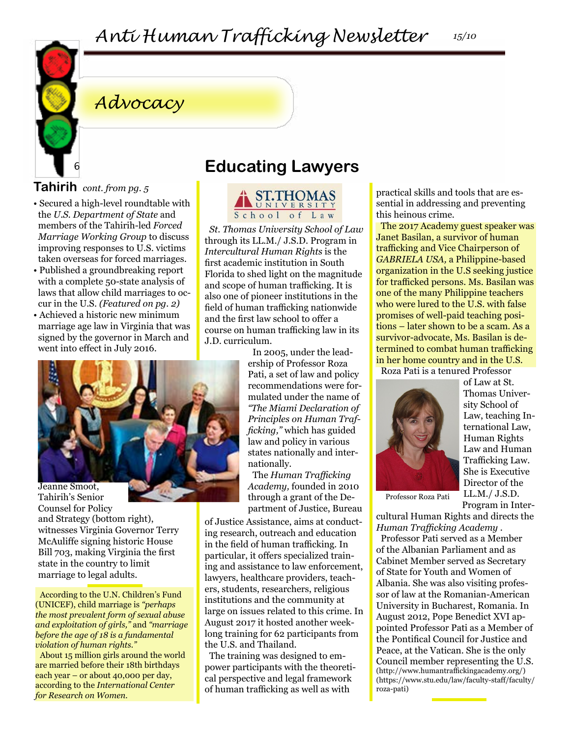## Advocacy

### Tahirih *cont. from pg. 5*

- Secured a high-level roundtable with the *U.S. Department of State* and members of the Tahirih-led *Forced Marriage Working Group* to discuss improving responses to U.S. victims taken overseas for forced marriages.
- Published a groundbreaking report with a complete 50-state analysis of laws that allow child marriages to occur in the U.S. *(Featured on pg. 2)*
- Achieved a historic new minimum marriage age law in Virginia that was signed by the governor in March and went into effect in July 2016.

Jeanne Smoot, Tahirih's Senior Counsel for Policy and Strategy (bottom right), witnesses Virginia Governor Terry McAuliffe signing historic House Bill 703, making Virginia the first state in the country to limit marriage to legal adults.

According to the U.N. Children's Fund (UNICEF), child marriage is *"perhaps the most prevalent form of sexual abuse and exploitation of girls,"* and *"marriage before the age of 18 is a fundamental violation of human rights."*

About 15 million girls around the world are married before their 18th birthdays each year – or about 40,000 per day, according to the *International Center for Research on Women.*

## Educating Lawyers

ST.THOMAS UNIVERSITY School of Law

*St. Thomas University School of Law* through its LL.M./ J.S.D. Program in *Intercultural Human Rights* is the first academic institution in South Florida to shed light on the magnitude and scope of human trafficking. It is also one of pioneer institutions in the field of human trafficking nationwide and the first law school to offer a course on human trafficking law in its J.D. curriculum.

In 2005, under the leadership of Professor Roza Pati, a set of law and policy recommendations were formulated under the name of *"The Miami Declaration of Principles on Human Trafficking,"* which has guided law and policy in various states nationally and internationally.

The *Human Trafficking Academy,* founded in 2010 through a grant of the Department of Justice, Bureau of Justice Assistance, aims at conducting research, outreach and education in the field of human trafficking. In particular, it offers specialized training and assistance to law enforcement, lawyers, healthcare providers, teachers, students, researchers, religious institutions and the community at large on issues related to this crime. In August 2017 it hosted another week-long training for 62 participants from the U.S. and Thailand.

The training was designed to empower participants with the theoretical perspective and legal framework of human trafficking as well as with practical skills and tools that are essential in addressing and preventing this heinous crime.

The 2017 Academy guest speaker was Janet Basilan, a survivor of human trafficking and Vice Chairperson of *GABRIELA USA,* a Philippine-based organization in the U.S seeking justice for trafficked persons. Ms. Basilan was one of the many Philippine teachers who were lured to the U.S. with false promises of well-paid teaching positions – later shown to be a scam. As a survivor-advocate, Ms. Basilan is determined to combat human trafficking in her home country and in the U.S.

Roza Pati is a tenured Professor of Law at St. Thomas University School of Law, teaching International Law, Human Rights Law and Human Trafficking Law. She is Executive Director of the LL.M./ J.S.D. Program in Intercultural Human Rights and directs the *Human Trafficking Academy* .

Professor Roza Pati

Professor Pati served as a Member of the Albanian Parliament and as Cabinet Member served as Secretary of State for Youth and Women of Albania. She was also visiting professor of law at the Romanian-American University in Bucharest, Romania. In August 2012, Pope Benedict XVI appointed Professor Pati as a Member of the Pontifical Council for Justice and Peace, at the Vatican. She is the only Council member representing the U.S.

(http://www.humantraffickingacademy.org/)
(https://www.stu.edu/law/faculty-staff/faculty/roza-pati)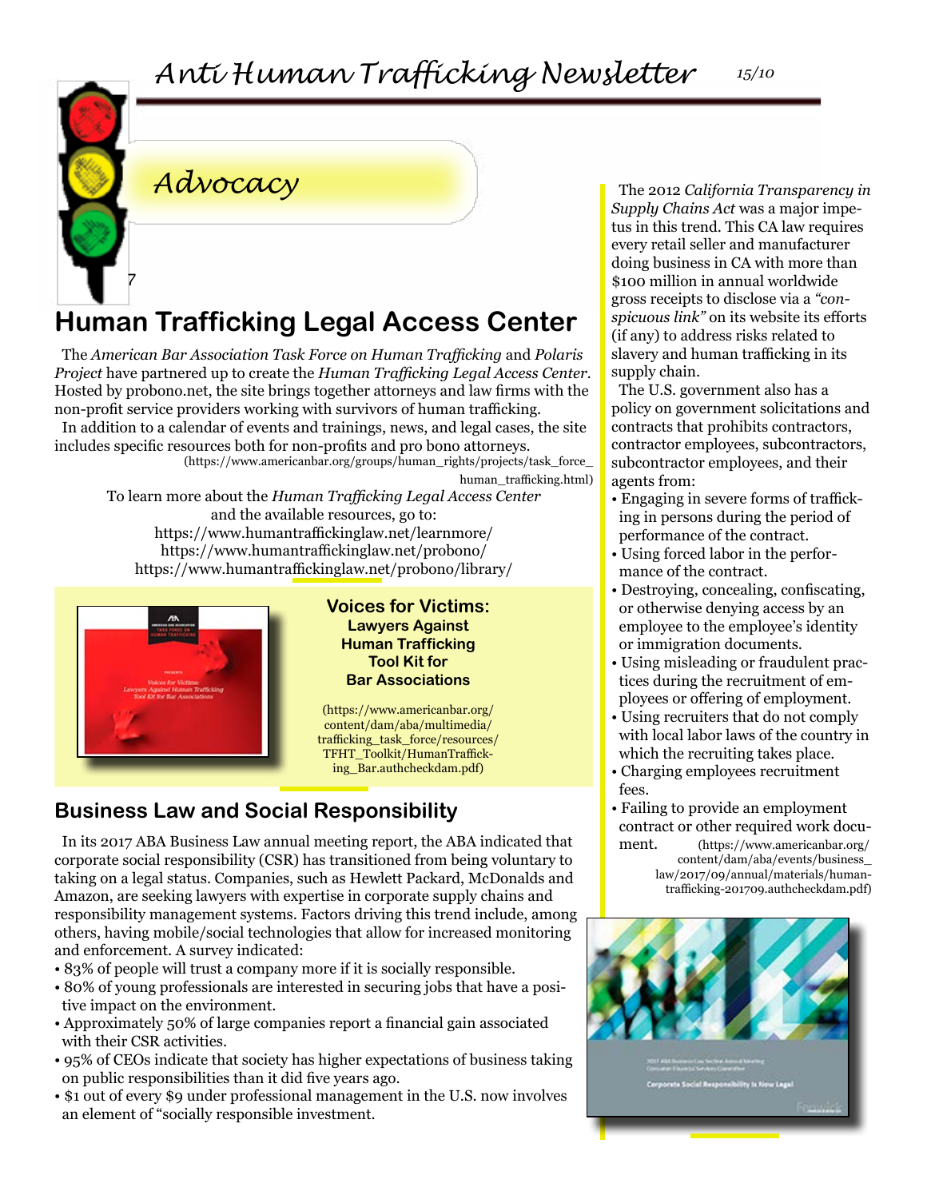# Advocacy

## Human Trafficking Legal Access Center

The *American Bar Association Task Force on Human Trafficking* and *Polaris Project* have partnered up to create the *Human Trafficking Legal Access Center*. Hosted by probono.net, the site brings together attorneys and law firms with the non-profit service providers working with survivors of human trafficking.

In addition to a calendar of events and trainings, news, and legal cases, the site includes specific resources both for non-profits and pro bono attorneys.
(https://www.americanbar.org/groups/human_rights/projects/task_force_human_trafficking.html)

To learn more about the *Human Trafficking Legal Access Center* and the available resources, go to:
https://www.humantraffickinglaw.net/learnmore/
https://www.humantraffickinglaw.net/probono/
https://www.humantraffickinglaw.net/probono/library/

**Voices for Victims: Lawyers Against Human Trafficking Tool Kit for Bar Associations**

(https://www.americanbar.org/content/dam/aba/multimedia/trafficking_task_force/resources/TFHT_Toolkit/HumanTrafficking_Bar.authcheckdam.pdf)

## Business Law and Social Responsibility

In its 2017 ABA Business Law annual meeting report, the ABA indicated that corporate social responsibility (CSR) has transitioned from being voluntary to taking on a legal status. Companies, such as Hewlett Packard, McDonalds and Amazon, are seeking lawyers with expertise in corporate supply chains and responsibility management systems. Factors driving this trend include, among others, having mobile/social technologies that allow for increased monitoring and enforcement. A survey indicated:

- 83% of people will trust a company more if it is socially responsible.
- 80% of young professionals are interested in securing jobs that have a positive impact on the environment.
- Approximately 50% of large companies report a financial gain associated with their CSR activities.
- 95% of CEOs indicate that society has higher expectations of business taking on public responsibilities than it did five years ago.
- $1 out of every $9 under professional management in the U.S. now involves an element of "socially responsible investment.

The 2012 *California Transparency in Supply Chains Act* was a major impetus in this trend. This CA law requires every retail seller and manufacturer doing business in CA with more than $100 million in annual worldwide gross receipts to disclose via a *"conspicuous link"* on its website its efforts (if any) to address risks related to slavery and human trafficking in its supply chain.

The U.S. government also has a policy on government solicitations and contracts that prohibits contractors, contractor employees, subcontractors, subcontractor employees, and their agents from:

- Engaging in severe forms of trafficking in persons during the period of performance of the contract.
- Using forced labor in the performance of the contract.
- Destroying, concealing, confiscating, or otherwise denying access by an employee to the employee's identity or immigration documents.
- Using misleading or fraudulent practices during the recruitment of employees or offering of employment.
- Using recruiters that do not comply with local labor laws of the country in which the recruiting takes place.
- Charging employees recruitment fees.
- Failing to provide an employment contract or other required work document. (https://www.americanbar.org/content/dam/aba/events/business_law/2017/09/annual/materials/human-trafficking-201709.authcheckdam.pdf)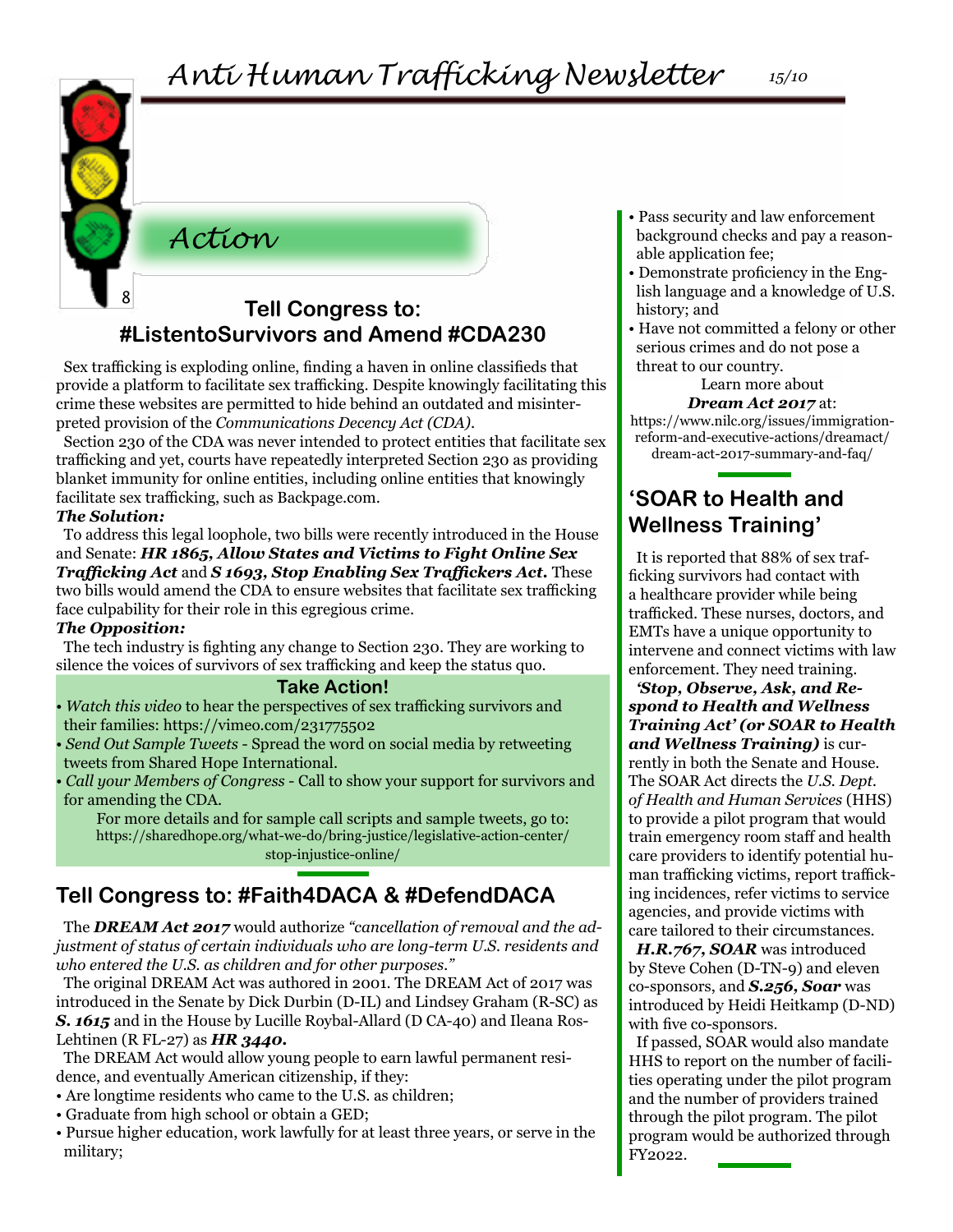## Action

### Tell Congress to: #ListentoSurvivors and Amend #CDA230

Sex trafficking is exploding online, finding a haven in online classifieds that provide a platform to facilitate sex trafficking. Despite knowingly facilitating this crime these websites are permitted to hide behind an outdated and misinterpreted provision of the *Communications Decency Act (CDA)*.

Section 230 of the CDA was never intended to protect entities that facilitate sex trafficking and yet, courts have repeatedly interpreted Section 230 as providing blanket immunity for online entities, including online entities that knowingly facilitate sex trafficking, such as Backpage.com.

***The Solution:***

To address this legal loophole, two bills were recently introduced in the House and Senate: ***HR 1865, Allow States and Victims to Fight Online Sex Trafficking Act*** and ***S 1693, Stop Enabling Sex Traffickers Act.*** These two bills would amend the CDA to ensure websites that facilitate sex trafficking face culpability for their role in this egregious crime.

***The Opposition:***

The tech industry is fighting any change to Section 230. They are working to silence the voices of survivors of sex trafficking and keep the status quo.

**Take Action!**

- *Watch this video* to hear the perspectives of sex trafficking survivors and their families: https://vimeo.com/231775502
- *Send Out Sample Tweets* - Spread the word on social media by retweeting tweets from Shared Hope International.
- *Call your Members of Congress* - Call to show your support for survivors and for amending the CDA.

For more details and for sample call scripts and sample tweets, go to: https://sharedhope.org/what-we-do/bring-justice/legislative-action-center/stop-injustice-online/

### Tell Congress to: #Faith4DACA & #DefendDACA

The ***DREAM Act 2017*** would authorize *"cancellation of removal and the adjustment of status of certain individuals who are long-term U.S. residents and who entered the U.S. as children and for other purposes."*

The original DREAM Act was authored in 2001. The DREAM Act of 2017 was introduced in the Senate by Dick Durbin (D-IL) and Lindsey Graham (R-SC) as ***S. 1615*** and in the House by Lucille Roybal-Allard (D CA-40) and Ileana Ros-Lehtinen (R FL-27) as ***HR 3440.***

The DREAM Act would allow young people to earn lawful permanent residence, and eventually American citizenship, if they:

- Are longtime residents who came to the U.S. as children;
- Graduate from high school or obtain a GED;
- Pursue higher education, work lawfully for at least three years, or serve in the military;
- Pass security and law enforcement background checks and pay a reasonable application fee;
- Demonstrate proficiency in the English language and a knowledge of U.S. history; and
- Have not committed a felony or other serious crimes and do not pose a threat to our country.

Learn more about ***Dream Act 2017*** at: https://www.nilc.org/issues/immigration-reform-and-executive-actions/dreamact/dream-act-2017-summary-and-faq/

### 'SOAR to Health and Wellness Training'

It is reported that 88% of sex trafficking survivors had contact with a healthcare provider while being trafficked. These nurses, doctors, and EMTs have a unique opportunity to intervene and connect victims with law enforcement. They need training.

***'Stop, Observe, Ask, and Respond to Health and Wellness Training Act' (or SOAR to Health and Wellness Training)*** is currently in both the Senate and House. The SOAR Act directs the *U.S. Dept. of Health and Human Services* (HHS) to provide a pilot program that would train emergency room staff and health care providers to identify potential human trafficking victims, report trafficking incidences, refer victims to service agencies, and provide victims with care tailored to their circumstances.

***H.R.767, SOAR*** was introduced by Steve Cohen (D-TN-9) and eleven co-sponsors, and ***S.256, Soar*** was introduced by Heidi Heitkamp (D-ND) with five co-sponsors.

If passed, SOAR would also mandate HHS to report on the number of facilities operating under the pilot program and the number of providers trained through the pilot program. The pilot program would be authorized through FY2022.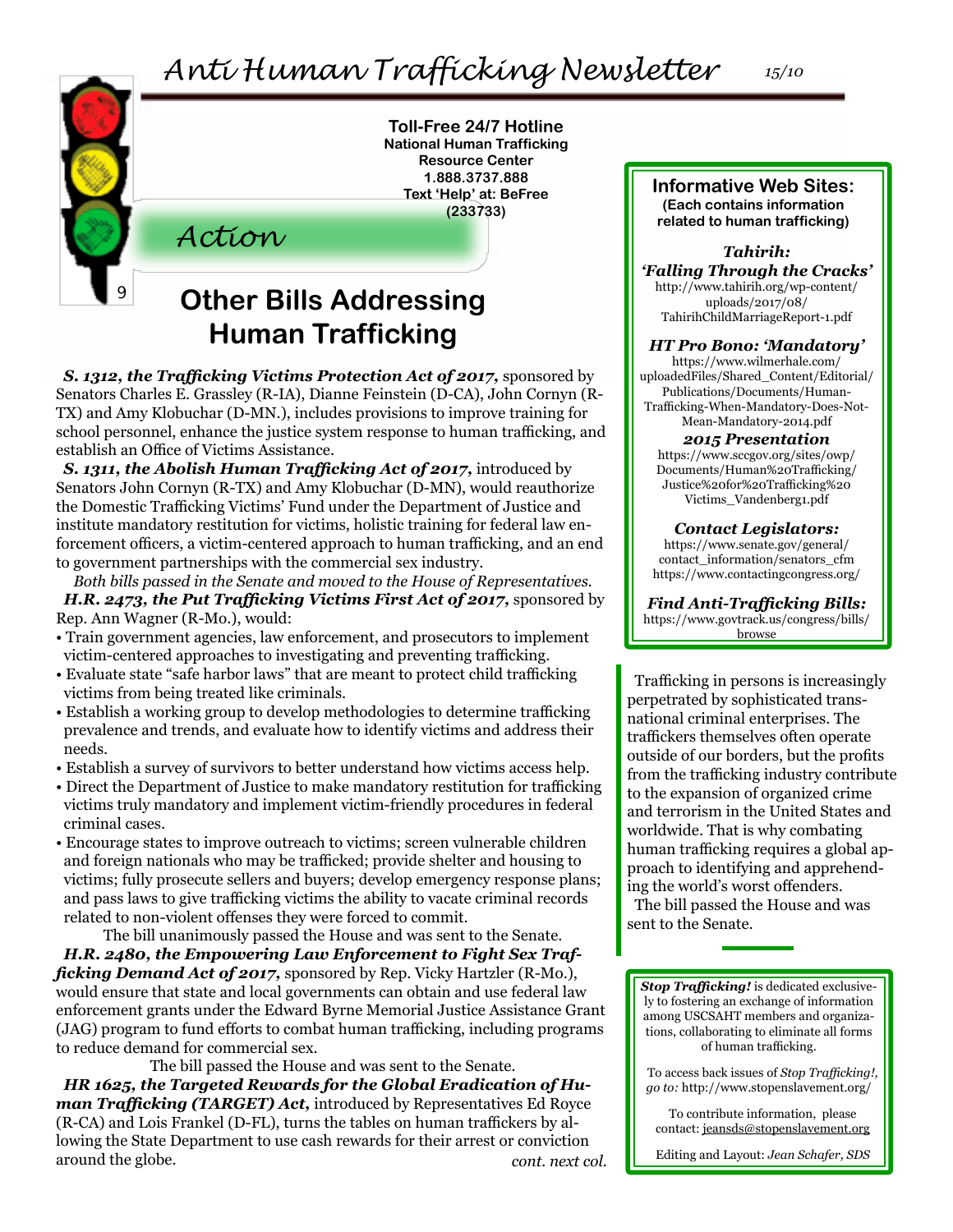Toll-Free 24/7 Hotline
National Human Trafficking Resource Center
1.888.3737.888
Text 'Help' at: BeFree (233733)

*Action*

# Other Bills Addressing Human Trafficking

***S. 1312, the Trafficking Victims Protection Act of 2017,*** sponsored by Senators Charles E. Grassley (R-IA), Dianne Feinstein (D-CA), John Cornyn (R-TX) and Amy Klobuchar (D-MN.), includes provisions to improve training for school personnel, enhance the justice system response to human trafficking, and establish an Office of Victims Assistance.

***S. 1311, the Abolish Human Trafficking Act of 2017,*** introduced by Senators John Cornyn (R-TX) and Amy Klobuchar (D-MN), would reauthorize the Domestic Trafficking Victims' Fund under the Department of Justice and institute mandatory restitution for victims, holistic training for federal law enforcement officers, a victim-centered approach to human trafficking, and an end to government partnerships with the commercial sex industry.

*Both bills passed in the Senate and moved to the House of Representatives.*

***H.R. 2473, the Put Trafficking Victims First Act of 2017,*** sponsored by Rep. Ann Wagner (R-Mo.), would:

- Train government agencies, law enforcement, and prosecutors to implement victim-centered approaches to investigating and preventing trafficking.
- Evaluate state "safe harbor laws" that are meant to protect child trafficking victims from being treated like criminals.
- Establish a working group to develop methodologies to determine trafficking prevalence and trends, and evaluate how to identify victims and address their needs.
- Establish a survey of survivors to better understand how victims access help.
- Direct the Department of Justice to make mandatory restitution for trafficking victims truly mandatory and implement victim-friendly procedures in federal criminal cases.
- Encourage states to improve outreach to victims; screen vulnerable children and foreign nationals who may be trafficked; provide shelter and housing to victims; fully prosecute sellers and buyers; develop emergency response plans; and pass laws to give trafficking victims the ability to vacate criminal records related to non-violent offenses they were forced to commit.

The bill unanimously passed the House and was sent to the Senate.

***H.R. 2480, the Empowering Law Enforcement to Fight Sex Trafficking Demand Act of 2017,*** sponsored by Rep. Vicky Hartzler (R-Mo.), would ensure that state and local governments can obtain and use federal law enforcement grants under the Edward Byrne Memorial Justice Assistance Grant (JAG) program to fund efforts to combat human trafficking, including programs to reduce demand for commercial sex.

The bill passed the House and was sent to the Senate.

***HR 1625, the Targeted Rewards for the Global Eradication of Human Trafficking (TARGET) Act,*** introduced by Representatives Ed Royce (R-CA) and Lois Frankel (D-FL), turns the tables on human traffickers by allowing the State Department to use cash rewards for their arrest or conviction around the globe. *cont. next col.*

Trafficking in persons is increasingly perpetrated by sophisticated transnational criminal enterprises. The traffickers themselves often operate outside of our borders, but the profits from the trafficking industry contribute to the expansion of organized crime and terrorism in the United States and worldwide. That is why combating human trafficking requires a global approach to identifying and apprehending the world's worst offenders.

The bill passed the House and was sent to the Senate.

---

**Informative Web Sites:**
**(Each contains information related to human trafficking)**

***Tahirih: 'Falling Through the Cracks'***
http://www.tahirih.org/wp-content/uploads/2017/08/TahirihChildMarriageReport-1.pdf

***HT Pro Bono: 'Mandatory'***
https://www.wilmerhale.com/uploadedFiles/Shared_Content/Editorial/Publications/Documents/Human-Trafficking-When-Mandatory-Does-Not-Mean-Mandatory-2014.pdf

***2015 Presentation***
https://www.sccgov.org/sites/owp/Documents/Human%20Trafficking/Justice%20for%20Trafficking%20Victims_Vandenberg1.pdf

***Contact Legislators:***
https://www.senate.gov/general/contact_information/senators_cfm
https://www.contactingcongress.org/

***Find Anti-Trafficking Bills:***
https://www.govtrack.us/congress/bills/browse

---

***Stop Trafficking!*** is dedicated exclusively to fostering an exchange of information among USCSAHT members and organizations, collaborating to eliminate all forms of human trafficking.

To access back issues of *Stop Trafficking!, go to:* http://www.stopenslavement.org/

To contribute information, please contact: jeansds@stopenslavement.org

Editing and Layout: *Jean Schafer, SDS*